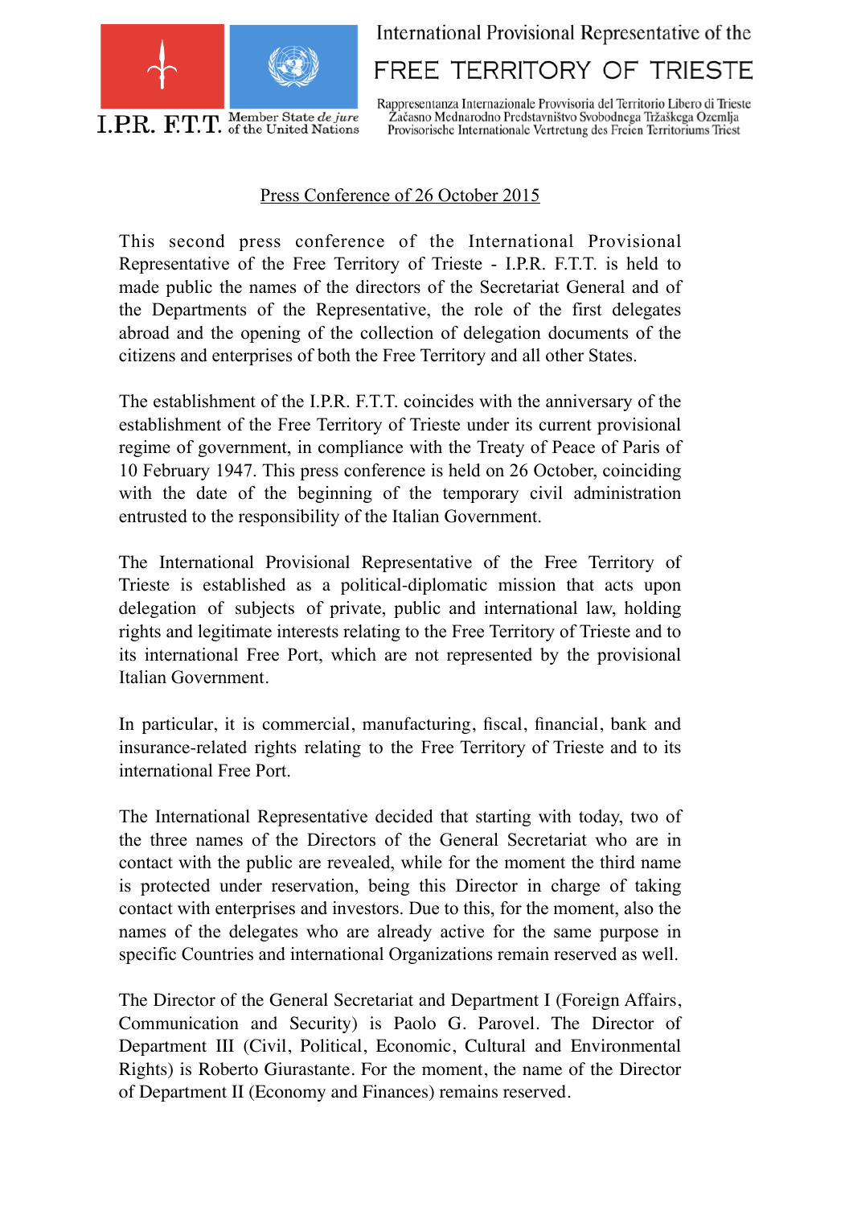International Provisional Representative of the

# FREE TERRITORY OF TRIESTE

Rappresentanza Internazionale Provvisoria del Territorio Libero di Trieste
Začasno Mednarodno Predstavništvo Svobodnega Tržaškega Ozemlja
Provisorische Internationale Vertretung des Freien Territoriums Triest

I.P.R. F.T.T. Member State *de jure* of the United Nations

## Press Conference of 26 October 2015

This second press conference of the International Provisional Representative of the Free Territory of Trieste - I.P.R. F.T.T. is held to made public the names of the directors of the Secretariat General and of the Departments of the Representative, the role of the first delegates abroad and the opening of the collection of delegation documents of the citizens and enterprises of both the Free Territory and all other States.

The establishment of the I.P.R. F.T.T. coincides with the anniversary of the establishment of the Free Territory of Trieste under its current provisional regime of government, in compliance with the Treaty of Peace of Paris of 10 February 1947. This press conference is held on 26 October, coinciding with the date of the beginning of the temporary civil administration entrusted to the responsibility of the Italian Government.

The International Provisional Representative of the Free Territory of Trieste is established as a political-diplomatic mission that acts upon delegation of subjects of private, public and international law, holding rights and legitimate interests relating to the Free Territory of Trieste and to its international Free Port, which are not represented by the provisional Italian Government.

In particular, it is commercial, manufacturing, fiscal, financial, bank and insurance-related rights relating to the Free Territory of Trieste and to its international Free Port.

The International Representative decided that starting with today, two of the three names of the Directors of the General Secretariat who are in contact with the public are revealed, while for the moment the third name is protected under reservation, being this Director in charge of taking contact with enterprises and investors. Due to this, for the moment, also the names of the delegates who are already active for the same purpose in specific Countries and international Organizations remain reserved as well.

The Director of the General Secretariat and Department I (Foreign Affairs, Communication and Security) is Paolo G. Parovel. The Director of Department III (Civil, Political, Economic, Cultural and Environmental Rights) is Roberto Giurastante. For the moment, the name of the Director of Department II (Economy and Finances) remains reserved.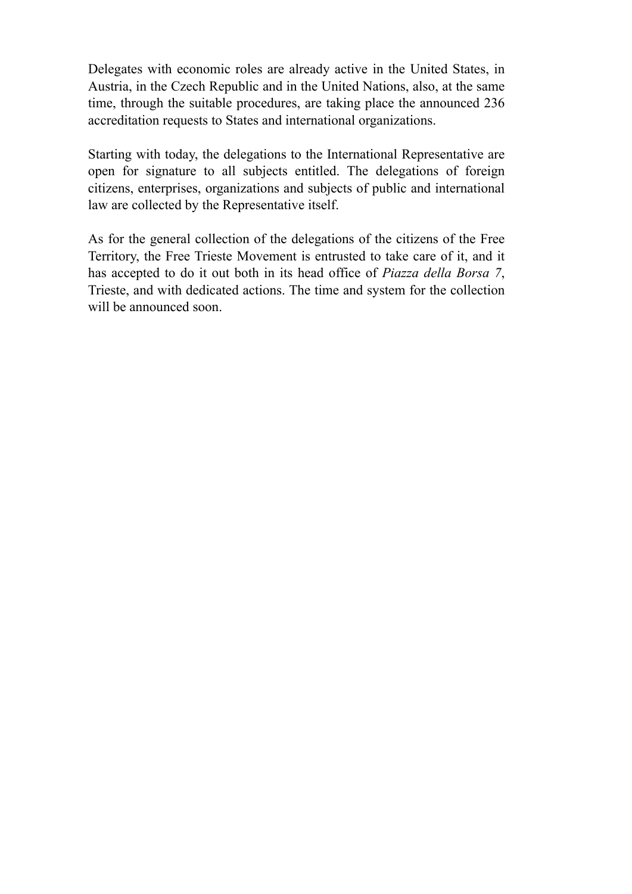Delegates with economic roles are already active in the United States, in Austria, in the Czech Republic and in the United Nations, also, at the same time, through the suitable procedures, are taking place the announced 236 accreditation requests to States and international organizations.

Starting with today, the delegations to the International Representative are open for signature to all subjects entitled. The delegations of foreign citizens, enterprises, organizations and subjects of public and international law are collected by the Representative itself.

As for the general collection of the delegations of the citizens of the Free Territory, the Free Trieste Movement is entrusted to take care of it, and it has accepted to do it out both in its head office of *Piazza della Borsa 7*, Trieste, and with dedicated actions. The time and system for the collection will be announced soon.